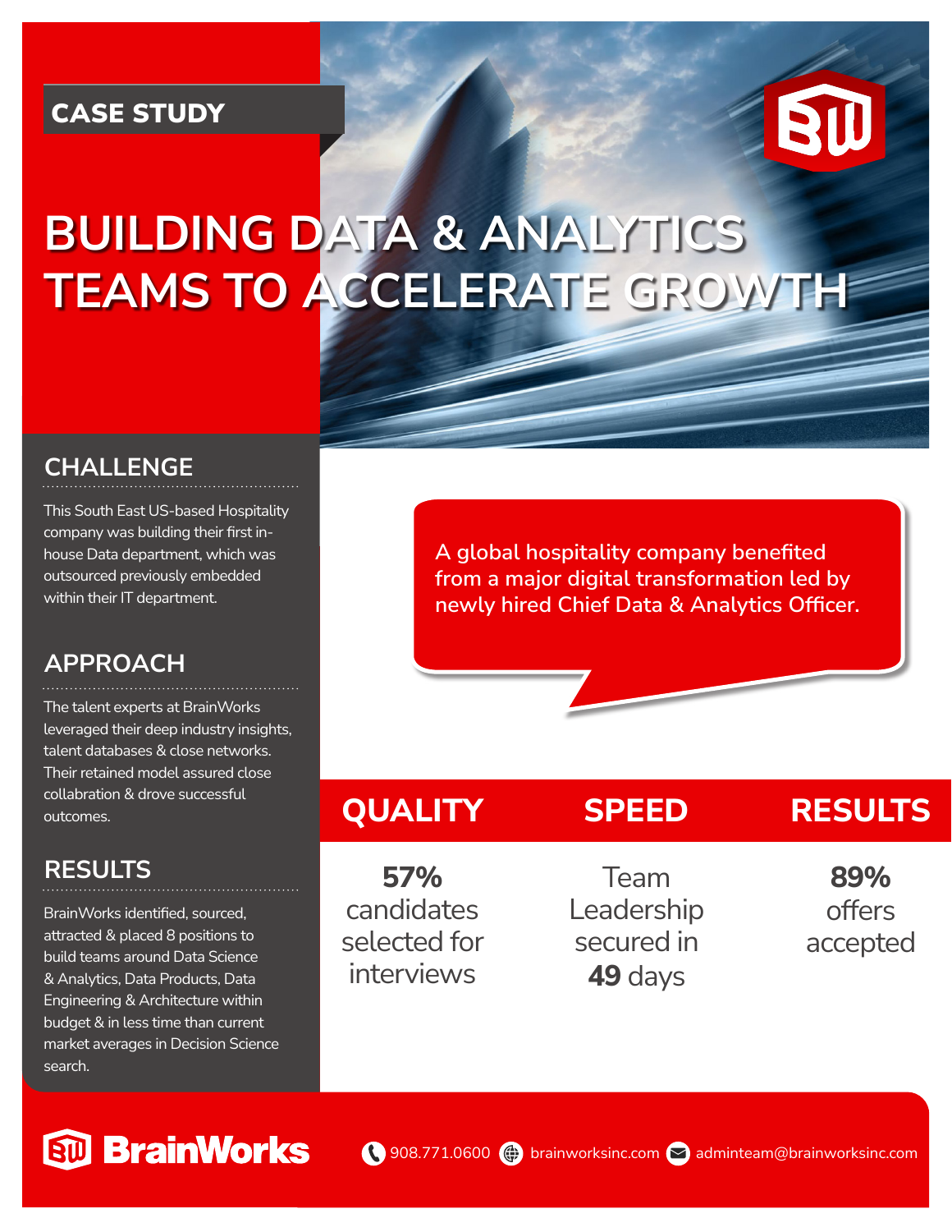CASE STUDY

# BUILDING DATA & ANALYTICS TEAMS TO ACCELERATE GROWTH

## CHALLENGE

This South East US-based Hospitality company was building their first in-house Data department, which was outsourced previously embedded within their IT department.

## APPROACH

The talent experts at BrainWorks leveraged their deep industry insights, talent databases & close networks. Their retained model assured close collaboration & drove successful outcomes.

## RESULTS

BrainWorks identified, sourced, attracted & placed 8 positions to build teams around Data Science & Analytics, Data Products, Data Engineering & Architecture within budget & in less time than current market averages in Decision Science search.

A global hospitality company benefited from a major digital transformation led by newly hired Chief Data & Analytics Officer.

| QUALITY | SPEED | RESULTS |
|---|---|---|
| **57%** candidates selected for interviews | Team Leadership secured in **49** days | **89%** offers accepted |

**BrainWorks** 908.771.0600 brainworksinc.com adminteam@brainworksinc.com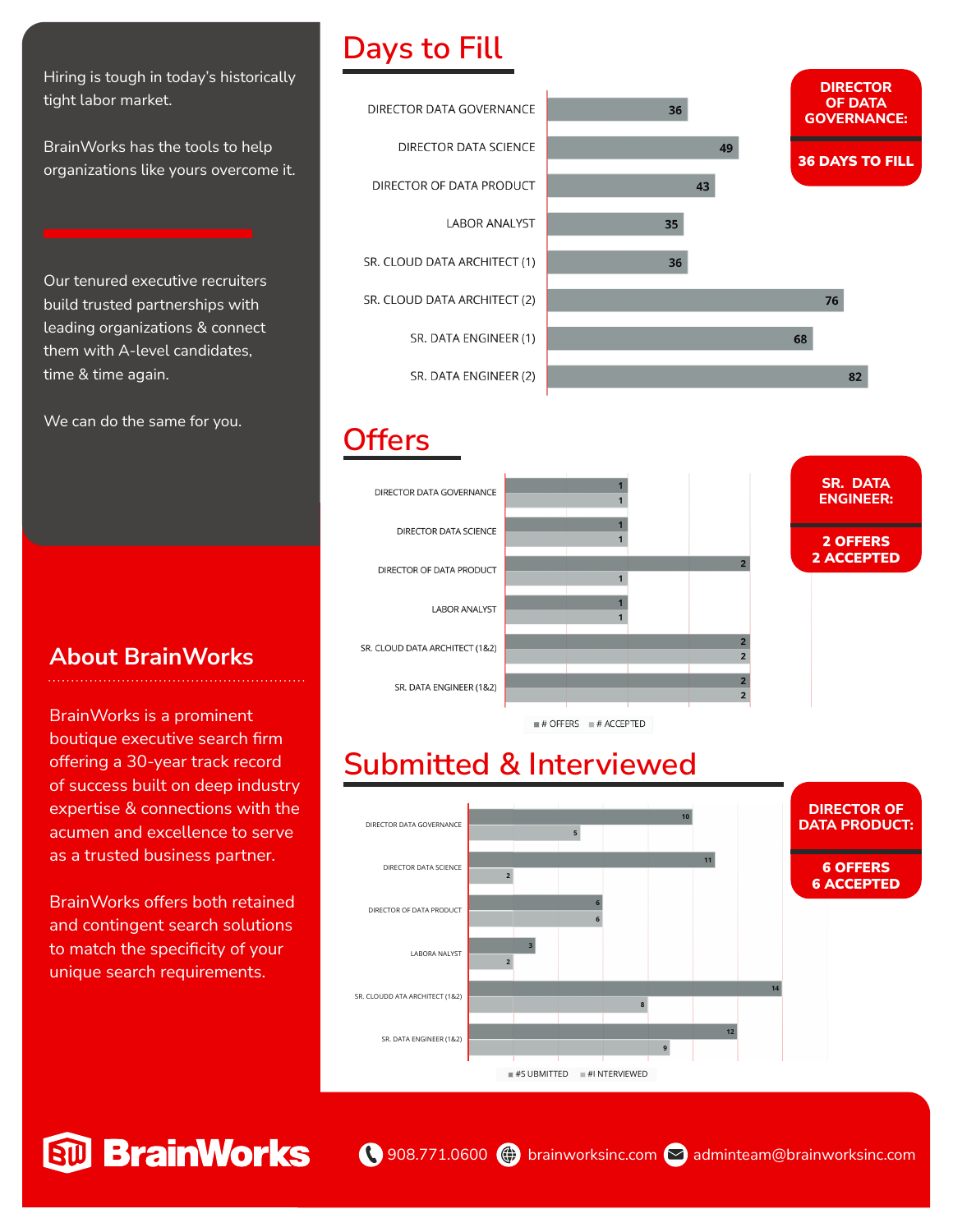Hiring is tough in today's historically tight labor market.

BrainWorks has the tools to help organizations like yours overcome it.

Our tenured executive recruiters build trusted partnerships with leading organizations & connect them with A-level candidates, time & time again.

We can do the same for you.

## About BrainWorks

BrainWorks is a prominent boutique executive search firm offering a 30-year track record of success built on deep industry expertise & connections with the acumen and excellence to serve as a trusted business partner.

BrainWorks offers both retained and contingent search solutions to match the specificity of your unique search requirements.

# Days to Fill

DIRECTOR DATA GOVERNANCE 36
DIRECTOR DATA SCIENCE 49
DIRECTOR OF DATA PRODUCT 43
LABOR ANALYST 35
SR. CLOUD DATA ARCHITECT (1) 36
SR. CLOUD DATA ARCHITECT (2) 76
SR. DATA ENGINEER (1) 68
SR. DATA ENGINEER (2) 82

**DIRECTOR OF DATA GOVERNANCE:**
**36 DAYS TO FILL**

# Offers

DIRECTOR DATA GOVERNANCE 1 1
DIRECTOR DATA SCIENCE 1 1
DIRECTOR OF DATA PRODUCT 2 1
LABOR ANALYST 1 1
SR. CLOUD DATA ARCHITECT (1&2) 2 2
SR. DATA ENGINEER (1&2) 2 2

# OFFERS # ACCEPTED

**SR. DATA ENGINEER:**
**2 OFFERS**
**2 ACCEPTED**

# Submitted & Interviewed

DIRECTOR DATA GOVERNANCE 10 5
DIRECTOR DATA SCIENCE 11 2
DIRECTOR OF DATA PRODUCT 6 6
LABORA NALYST 3 2
SR. CLOUDD ATA ARCHITECT (1&2) 14 8
SR. DATA ENGINEER (1&2) 12 9

#S UBMITTED #I NTERVIEWED

**DIRECTOR OF DATA PRODUCT:**
**6 OFFERS**
**6 ACCEPTED**

BrainWorks

908.771.0600 brainworksinc.com adminteam@brainworksinc.com